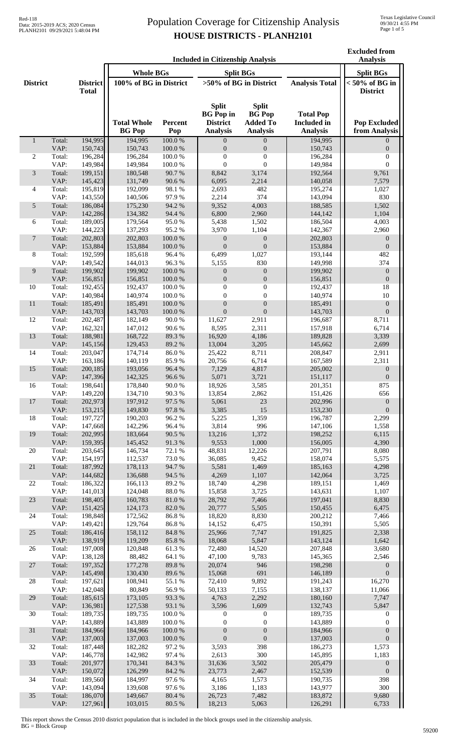# Population Coverage for Citizenship Analysis

## HOUSE DISTRICTS - PLANH2101

Red-118
Data: 2015-2019 ACS; 2020 Census
PLANH2101 09/29/2021 5:48:04 PM

Texas Legislative Council
09/30/21 4:55 PM

| District | | District Total | Included in Citizenship Analysis | | | | | Excluded from Analysis |
|---|---|---|---|---|---|---|---|---|
| | | | Whole BGs | | Split BGs | | | Split BGs |
| | | | 100% of BG in District | | >50% of BG in District | | Analysis Total | < 50% of BG in District |
| | | | Total Whole BG Pop | Percent Pop | Split BG Pop in District Analysis | Split BG Pop Added To Analysis | Total Pop Included in Analysis | Pop Excluded from Analysis |
| 1 | Total: | 194,995 | 194,995 | 100.0 % | 0 | 0 | 194,995 | 0 |
| | VAP: | 150,743 | 150,743 | 100.0 % | 0 | 0 | 150,743 | 0 |
| 2 | Total: | 196,284 | 196,284 | 100.0 % | 0 | 0 | 196,284 | 0 |
| | VAP: | 149,984 | 149,984 | 100.0 % | 0 | 0 | 149,984 | 0 |
| 3 | Total: | 199,151 | 180,548 | 90.7 % | 8,842 | 3,174 | 192,564 | 9,761 |
| | VAP: | 145,423 | 131,749 | 90.6 % | 6,095 | 2,214 | 140,058 | 7,579 |
| 4 | Total: | 195,819 | 192,099 | 98.1 % | 2,693 | 482 | 195,274 | 1,027 |
| | VAP: | 143,550 | 140,506 | 97.9 % | 2,214 | 374 | 143,094 | 830 |
| 5 | Total: | 186,084 | 175,230 | 94.2 % | 9,352 | 4,003 | 188,585 | 1,502 |
| | VAP: | 142,286 | 134,382 | 94.4 % | 6,800 | 2,960 | 144,142 | 1,104 |
| 6 | Total: | 189,005 | 179,564 | 95.0 % | 5,438 | 1,502 | 186,504 | 4,003 |
| | VAP: | 144,223 | 137,293 | 95.2 % | 3,970 | 1,104 | 142,367 | 2,960 |
| 7 | Total: | 202,803 | 202,803 | 100.0 % | 0 | 0 | 202,803 | 0 |
| | VAP: | 153,884 | 153,884 | 100.0 % | 0 | 0 | 153,884 | 0 |
| 8 | Total: | 192,599 | 185,618 | 96.4 % | 6,499 | 1,027 | 193,144 | 482 |
| | VAP: | 149,542 | 144,013 | 96.3 % | 5,155 | 830 | 149,998 | 374 |
| 9 | Total: | 199,902 | 199,902 | 100.0 % | 0 | 0 | 199,902 | 0 |
| | VAP: | 156,851 | 156,851 | 100.0 % | 0 | 0 | 156,851 | 0 |
| 10 | Total: | 192,455 | 192,437 | 100.0 % | 0 | 0 | 192,437 | 18 |
| | VAP: | 140,984 | 140,974 | 100.0 % | 0 | 0 | 140,974 | 10 |
| 11 | Total: | 185,491 | 185,491 | 100.0 % | 0 | 0 | 185,491 | 0 |
| | VAP: | 143,703 | 143,703 | 100.0 % | 0 | 0 | 143,703 | 0 |
| 12 | Total: | 202,487 | 182,149 | 90.0 % | 11,627 | 2,911 | 196,687 | 8,711 |
| | VAP: | 162,321 | 147,012 | 90.6 % | 8,595 | 2,311 | 157,918 | 6,714 |
| 13 | Total: | 188,981 | 168,722 | 89.3 % | 16,920 | 4,186 | 189,828 | 3,339 |
| | VAP: | 145,156 | 129,453 | 89.2 % | 13,004 | 3,205 | 145,662 | 2,699 |
| 14 | Total: | 203,047 | 174,714 | 86.0 % | 25,422 | 8,711 | 208,847 | 2,911 |
| | VAP: | 163,186 | 140,119 | 85.9 % | 20,756 | 6,714 | 167,589 | 2,311 |
| 15 | Total: | 200,185 | 193,056 | 96.4 % | 7,129 | 4,817 | 205,002 | 0 |
| | VAP: | 147,396 | 142,325 | 96.6 % | 5,071 | 3,721 | 151,117 | 0 |
| 16 | Total: | 198,641 | 178,840 | 90.0 % | 18,926 | 3,585 | 201,351 | 875 |
| | VAP: | 149,220 | 134,710 | 90.3 % | 13,854 | 2,862 | 151,426 | 656 |
| 17 | Total: | 202,973 | 197,912 | 97.5 % | 5,061 | 23 | 202,996 | 0 |
| | VAP: | 153,215 | 149,830 | 97.8 % | 3,385 | 15 | 153,230 | 0 |
| 18 | Total: | 197,727 | 190,203 | 96.2 % | 5,225 | 1,359 | 196,787 | 2,299 |
| | VAP: | 147,668 | 142,296 | 96.4 % | 3,814 | 996 | 147,106 | 1,558 |
| 19 | Total: | 202,995 | 183,664 | 90.5 % | 13,216 | 1,372 | 198,252 | 6,115 |
| | VAP: | 159,395 | 145,452 | 91.3 % | 9,553 | 1,000 | 156,005 | 4,390 |
| 20 | Total: | 203,645 | 146,734 | 72.1 % | 48,831 | 12,226 | 207,791 | 8,080 |
| | VAP: | 154,197 | 112,537 | 73.0 % | 36,085 | 9,452 | 158,074 | 5,575 |
| 21 | Total: | 187,992 | 178,113 | 94.7 % | 5,581 | 1,469 | 185,163 | 4,298 |
| | VAP: | 144,682 | 136,688 | 94.5 % | 4,269 | 1,107 | 142,064 | 3,725 |
| 22 | Total: | 186,322 | 166,113 | 89.2 % | 18,740 | 4,298 | 189,151 | 1,469 |
| | VAP: | 141,013 | 124,048 | 88.0 % | 15,858 | 3,725 | 143,631 | 1,107 |
| 23 | Total: | 198,405 | 160,783 | 81.0 % | 28,792 | 7,466 | 197,041 | 8,830 |
| | VAP: | 151,425 | 124,173 | 82.0 % | 20,777 | 5,505 | 150,455 | 6,475 |
| 24 | Total: | 198,848 | 172,562 | 86.8 % | 18,820 | 8,830 | 200,212 | 7,466 |
| | VAP: | 149,421 | 129,764 | 86.8 % | 14,152 | 6,475 | 150,391 | 5,505 |
| 25 | Total: | 186,416 | 158,112 | 84.8 % | 25,966 | 7,747 | 191,825 | 2,338 |
| | VAP: | 138,919 | 119,209 | 85.8 % | 18,068 | 5,847 | 143,124 | 1,642 |
| 26 | Total: | 197,008 | 120,848 | 61.3 % | 72,480 | 14,520 | 207,848 | 3,680 |
| | VAP: | 138,128 | 88,482 | 64.1 % | 47,100 | 9,783 | 145,365 | 2,546 |
| 27 | Total: | 197,352 | 177,278 | 89.8 % | 20,074 | 946 | 198,298 | 0 |
| | VAP: | 145,498 | 130,430 | 89.6 % | 15,068 | 691 | 146,189 | 0 |
| 28 | Total: | 197,621 | 108,941 | 55.1 % | 72,410 | 9,892 | 191,243 | 16,270 |
| | VAP: | 142,048 | 80,849 | 56.9 % | 50,133 | 7,155 | 138,137 | 11,066 |
| 29 | Total: | 185,615 | 173,105 | 93.3 % | 4,763 | 2,292 | 180,160 | 7,747 |
| | VAP: | 136,981 | 127,538 | 93.1 % | 3,596 | 1,609 | 132,743 | 5,847 |
| 30 | Total: | 189,735 | 189,735 | 100.0 % | 0 | 0 | 189,735 | 0 |
| | VAP: | 143,889 | 143,889 | 100.0 % | 0 | 0 | 143,889 | 0 |
| 31 | Total: | 184,966 | 184,966 | 100.0 % | 0 | 0 | 184,966 | 0 |
| | VAP: | 137,003 | 137,003 | 100.0 % | 0 | 0 | 137,003 | 0 |
| 32 | Total: | 187,448 | 182,282 | 97.2 % | 3,593 | 398 | 186,273 | 1,573 |
| | VAP: | 146,778 | 142,982 | 97.4 % | 2,613 | 300 | 145,895 | 1,183 |
| 33 | Total: | 201,977 | 170,341 | 84.3 % | 31,636 | 3,502 | 205,479 | 0 |
| | VAP: | 150,072 | 126,299 | 84.2 % | 23,773 | 2,467 | 152,539 | 0 |
| 34 | Total: | 189,560 | 184,997 | 97.6 % | 4,165 | 1,573 | 190,735 | 398 |
| | VAP: | 143,094 | 139,608 | 97.6 % | 3,186 | 1,183 | 143,977 | 300 |
| 35 | Total: | 186,070 | 149,667 | 80.4 % | 26,723 | 7,482 | 183,872 | 9,680 |
| | VAP: | 127,961 | 103,015 | 80.5 % | 18,213 | 5,063 | 126,291 | 6,733 |

This report shows the Census 2010 district population that is included in the block groups used in the citizenship analysis.
BG = Block Group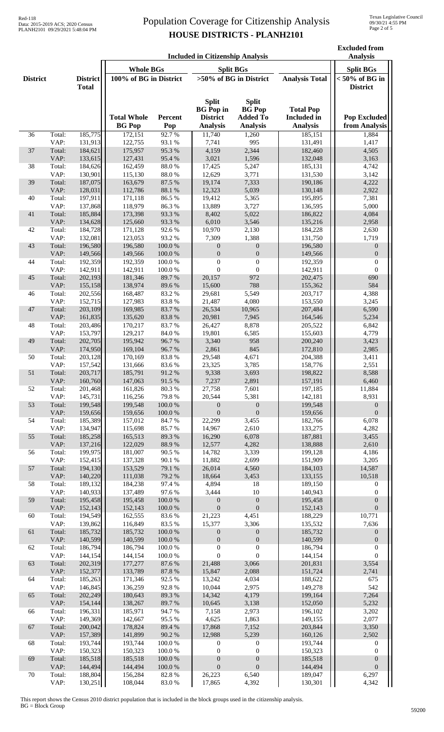# Population Coverage for Citizenship Analysis
## HOUSE DISTRICTS - PLANH2101

Red-118
Data: 2015-2019 ACS; 2020 Census
PLANH2101 09/29/2021 5:48:04 PM

Texas Legislative Council
09/30/21 4:55 PM

| District | | District Total | Included in Citizenship Analysis | | | | | Excluded from Analysis |
|---|---|---|---|---|---|---|---|---|
| | | | Whole BGs | | Split BGs | | Analysis Total | Split BGs |
| | | | 100% of BG in District | | >50% of BG in District | | | < 50% of BG in District |
| | | | Total Whole BG Pop | Percent Pop | Split BG Pop in District Analysis | Split BG Pop Added To Analysis | Total Pop Included in Analysis | Pop Excluded from Analysis |
| 36 | Total: | 185,775 | 172,151 | 92.7 % | 11,740 | 1,260 | 185,151 | 1,884 |
| | VAP: | 131,913 | 122,755 | 93.1 % | 7,741 | 995 | 131,491 | 1,417 |
| 37 | Total: | 184,621 | 175,957 | 95.3 % | 4,159 | 2,344 | 182,460 | 4,505 |
| | VAP: | 133,615 | 127,431 | 95.4 % | 3,021 | 1,596 | 132,048 | 3,163 |
| 38 | Total: | 184,626 | 162,459 | 88.0 % | 17,425 | 5,247 | 185,131 | 4,742 |
| | VAP: | 130,901 | 115,130 | 88.0 % | 12,629 | 3,771 | 131,530 | 3,142 |
| 39 | Total: | 187,075 | 163,679 | 87.5 % | 19,174 | 7,333 | 190,186 | 4,222 |
| | VAP: | 128,031 | 112,786 | 88.1 % | 12,323 | 5,039 | 130,148 | 2,922 |
| 40 | Total: | 197,911 | 171,118 | 86.5 % | 19,412 | 5,365 | 195,895 | 7,381 |
| | VAP: | 137,868 | 118,979 | 86.3 % | 13,889 | 3,727 | 136,595 | 5,000 |
| 41 | Total: | 185,884 | 173,398 | 93.3 % | 8,402 | 5,022 | 186,822 | 4,084 |
| | VAP: | 134,628 | 125,660 | 93.3 % | 6,010 | 3,546 | 135,216 | 2,958 |
| 42 | Total: | 184,728 | 171,128 | 92.6 % | 10,970 | 2,130 | 184,228 | 2,630 |
| | VAP: | 132,081 | 123,053 | 93.2 % | 7,309 | 1,388 | 131,750 | 1,719 |
| 43 | Total: | 196,580 | 196,580 | 100.0 % | 0 | 0 | 196,580 | 0 |
| | VAP: | 149,566 | 149,566 | 100.0 % | 0 | 0 | 149,566 | 0 |
| 44 | Total: | 192,359 | 192,359 | 100.0 % | 0 | 0 | 192,359 | 0 |
| | VAP: | 142,911 | 142,911 | 100.0 % | 0 | 0 | 142,911 | 0 |
| 45 | Total: | 202,193 | 181,346 | 89.7 % | 20,157 | 972 | 202,475 | 690 |
| | VAP: | 155,158 | 138,974 | 89.6 % | 15,600 | 788 | 155,362 | 584 |
| 46 | Total: | 202,556 | 168,487 | 83.2 % | 29,681 | 5,549 | 203,717 | 4,388 |
| | VAP: | 152,715 | 127,983 | 83.8 % | 21,487 | 4,080 | 153,550 | 3,245 |
| 47 | Total: | 203,109 | 169,985 | 83.7 % | 26,534 | 10,965 | 207,484 | 6,590 |
| | VAP: | 161,835 | 135,620 | 83.8 % | 20,981 | 7,945 | 164,546 | 5,234 |
| 48 | Total: | 203,486 | 170,217 | 83.7 % | 26,427 | 8,878 | 205,522 | 6,842 |
| | VAP: | 153,797 | 129,217 | 84.0 % | 19,801 | 6,585 | 155,603 | 4,779 |
| 49 | Total: | 202,705 | 195,942 | 96.7 % | 3,340 | 958 | 200,240 | 3,423 |
| | VAP: | 174,950 | 169,104 | 96.7 % | 2,861 | 845 | 172,810 | 2,985 |
| 50 | Total: | 203,128 | 170,169 | 83.8 % | 29,548 | 4,671 | 204,388 | 3,411 |
| | VAP: | 157,542 | 131,666 | 83.6 % | 23,325 | 3,785 | 158,776 | 2,551 |
| 51 | Total: | 203,717 | 185,791 | 91.2 % | 9,338 | 3,693 | 198,822 | 8,588 |
| | VAP: | 160,760 | 147,063 | 91.5 % | 7,237 | 2,891 | 157,191 | 6,460 |
| 52 | Total: | 201,468 | 161,826 | 80.3 % | 27,758 | 7,601 | 197,185 | 11,884 |
| | VAP: | 145,731 | 116,256 | 79.8 % | 20,544 | 5,381 | 142,181 | 8,931 |
| 53 | Total: | 199,548 | 199,548 | 100.0 % | 0 | 0 | 199,548 | 0 |
| | VAP: | 159,656 | 159,656 | 100.0 % | 0 | 0 | 159,656 | 0 |
| 54 | Total: | 185,389 | 157,012 | 84.7 % | 22,299 | 3,455 | 182,766 | 6,078 |
| | VAP: | 134,947 | 115,698 | 85.7 % | 14,967 | 2,610 | 133,275 | 4,282 |
| 55 | Total: | 185,258 | 165,513 | 89.3 % | 16,290 | 6,078 | 187,881 | 3,455 |
| | VAP: | 137,216 | 122,029 | 88.9 % | 12,577 | 4,282 | 138,888 | 2,610 |
| 56 | Total: | 199,975 | 181,007 | 90.5 % | 14,782 | 3,339 | 199,128 | 4,186 |
| | VAP: | 152,415 | 137,328 | 90.1 % | 11,882 | 2,699 | 151,909 | 3,205 |
| 57 | Total: | 194,130 | 153,529 | 79.1 % | 26,014 | 4,560 | 184,103 | 14,587 |
| | VAP: | 140,220 | 111,038 | 79.2 % | 18,664 | 3,453 | 133,155 | 10,518 |
| 58 | Total: | 189,132 | 184,238 | 97.4 % | 4,894 | 18 | 189,150 | 0 |
| | VAP: | 140,933 | 137,489 | 97.6 % | 3,444 | 10 | 140,943 | 0 |
| 59 | Total: | 195,458 | 195,458 | 100.0 % | 0 | 0 | 195,458 | 0 |
| | VAP: | 152,143 | 152,143 | 100.0 % | 0 | 0 | 152,143 | 0 |
| 60 | Total: | 194,549 | 162,555 | 83.6 % | 21,223 | 4,451 | 188,229 | 10,771 |
| | VAP: | 139,862 | 116,849 | 83.5 % | 15,377 | 3,306 | 135,532 | 7,636 |
| 61 | Total: | 185,732 | 185,732 | 100.0 % | 0 | 0 | 185,732 | 0 |
| | VAP: | 140,599 | 140,599 | 100.0 % | 0 | 0 | 140,599 | 0 |
| 62 | Total: | 186,794 | 186,794 | 100.0 % | 0 | 0 | 186,794 | 0 |
| | VAP: | 144,154 | 144,154 | 100.0 % | 0 | 0 | 144,154 | 0 |
| 63 | Total: | 202,319 | 177,277 | 87.6 % | 21,488 | 3,066 | 201,831 | 3,554 |
| | VAP: | 152,377 | 133,789 | 87.8 % | 15,847 | 2,088 | 151,724 | 2,741 |
| 64 | Total: | 185,263 | 171,346 | 92.5 % | 13,242 | 4,034 | 188,622 | 675 |
| | VAP: | 146,845 | 136,259 | 92.8 % | 10,044 | 2,975 | 149,278 | 542 |
| 65 | Total: | 202,249 | 180,643 | 89.3 % | 14,342 | 4,179 | 199,164 | 7,264 |
| | VAP: | 154,144 | 138,267 | 89.7 % | 10,645 | 3,138 | 152,050 | 5,232 |
| 66 | Total: | 196,331 | 185,971 | 94.7 % | 7,158 | 2,973 | 196,102 | 3,202 |
| | VAP: | 149,369 | 142,667 | 95.5 % | 4,625 | 1,863 | 149,155 | 2,077 |
| 67 | Total: | 200,042 | 178,824 | 89.4 % | 17,868 | 7,152 | 203,844 | 3,350 |
| | VAP: | 157,389 | 141,899 | 90.2 % | 12,988 | 5,239 | 160,126 | 2,502 |
| 68 | Total: | 193,744 | 193,744 | 100.0 % | 0 | 0 | 193,744 | 0 |
| | VAP: | 150,323 | 150,323 | 100.0 % | 0 | 0 | 150,323 | 0 |
| 69 | Total: | 185,518 | 185,518 | 100.0 % | 0 | 0 | 185,518 | 0 |
| | VAP: | 144,494 | 144,494 | 100.0 % | 0 | 0 | 144,494 | 0 |
| 70 | Total: | 188,804 | 156,284 | 82.8 % | 26,223 | 6,540 | 189,047 | 6,297 |
| | VAP: | 130,251 | 108,044 | 83.0 % | 17,865 | 4,392 | 130,301 | 4,342 |

This report shows the Census 2010 district population that is included in the block groups used in the citizenship analysis.
BG = Block Group

59200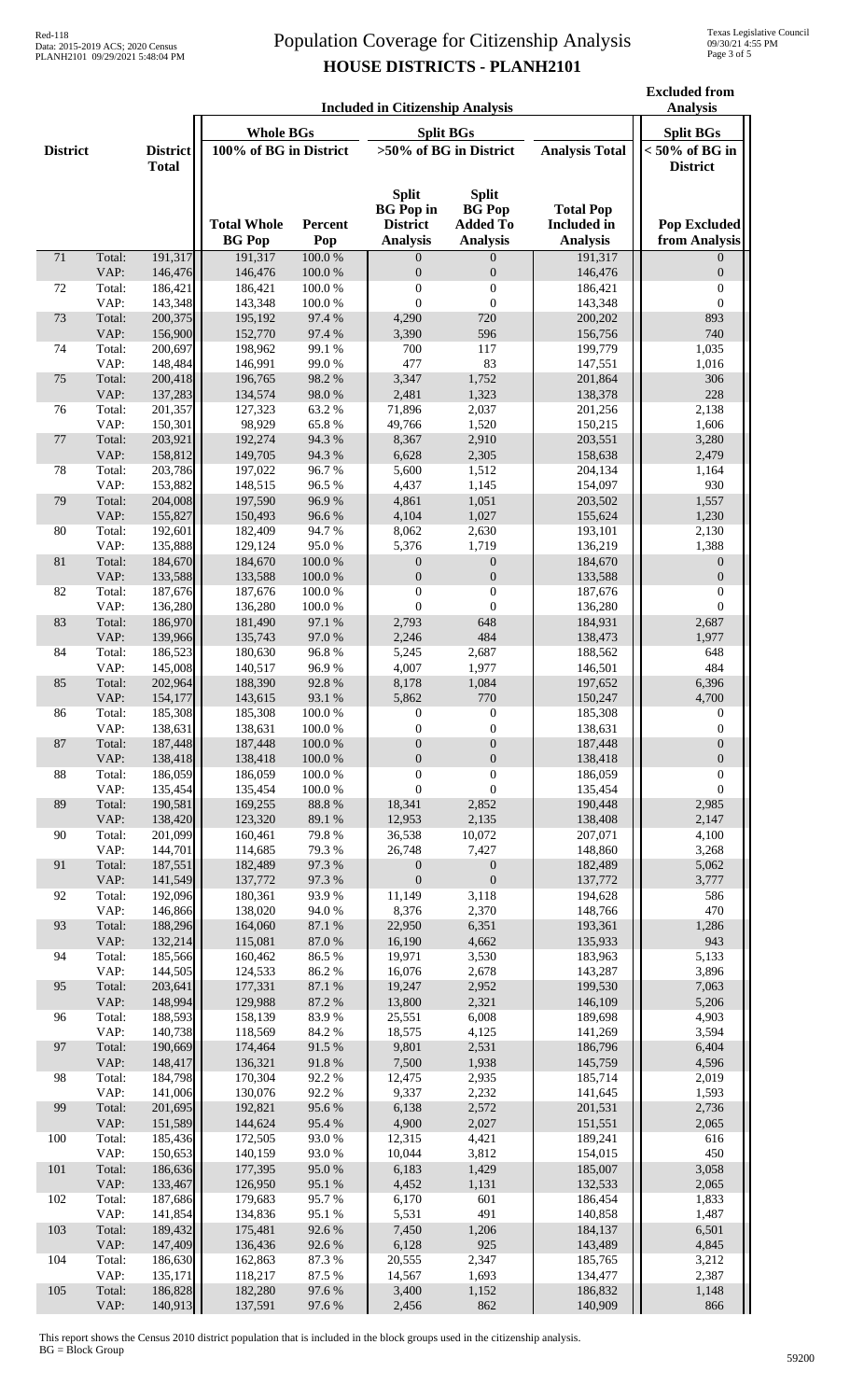# Population Coverage for Citizenship Analysis

## HOUSE DISTRICTS - PLANH2101

| District | | District Total | Included in Citizenship Analysis | | | | | Excluded from Analysis |
|---|---|---|---|---|---|---|---|---|
| | | | Whole BGs 100% of BG in District | | Split BGs >50% of BG in District | | Analysis Total | Split BGs < 50% of BG in District |
| | | | Total Whole BG Pop | Percent Pop | Split BG Pop in District Analysis | Split BG Pop Added To Analysis | Total Pop Included in Analysis | Pop Excluded from Analysis |
| 71 | Total: | 191,317 | 191,317 | 100.0 % | 0 | 0 | 191,317 | 0 |
| | VAP: | 146,476 | 146,476 | 100.0 % | 0 | 0 | 146,476 | 0 |
| 72 | Total: | 186,421 | 186,421 | 100.0 % | 0 | 0 | 186,421 | 0 |
| | VAP: | 143,348 | 143,348 | 100.0 % | 0 | 0 | 143,348 | 0 |
| 73 | Total: | 200,375 | 195,192 | 97.4 % | 4,290 | 720 | 200,202 | 893 |
| | VAP: | 156,900 | 152,770 | 97.4 % | 3,390 | 596 | 156,756 | 740 |
| 74 | Total: | 200,697 | 198,962 | 99.1 % | 700 | 117 | 199,779 | 1,035 |
| | VAP: | 148,484 | 146,991 | 99.0 % | 477 | 83 | 147,551 | 1,016 |
| 75 | Total: | 200,418 | 196,765 | 98.2 % | 3,347 | 1,752 | 201,864 | 306 |
| | VAP: | 137,283 | 134,574 | 98.0 % | 2,481 | 1,323 | 138,378 | 228 |
| 76 | Total: | 201,357 | 127,323 | 63.2 % | 71,896 | 2,037 | 201,256 | 2,138 |
| | VAP: | 150,301 | 98,929 | 65.8 % | 49,766 | 1,520 | 150,215 | 1,606 |
| 77 | Total: | 203,921 | 192,274 | 94.3 % | 8,367 | 2,910 | 203,551 | 3,280 |
| | VAP: | 158,812 | 149,705 | 94.3 % | 6,628 | 2,305 | 158,638 | 2,479 |
| 78 | Total: | 203,786 | 197,022 | 96.7 % | 5,600 | 1,512 | 204,134 | 1,164 |
| | VAP: | 153,882 | 148,515 | 96.5 % | 4,437 | 1,145 | 154,097 | 930 |
| 79 | Total: | 204,008 | 197,590 | 96.9 % | 4,861 | 1,051 | 203,502 | 1,557 |
| | VAP: | 155,827 | 150,493 | 96.6 % | 4,104 | 1,027 | 155,624 | 1,230 |
| 80 | Total: | 192,601 | 182,409 | 94.7 % | 8,062 | 2,630 | 193,101 | 2,130 |
| | VAP: | 135,888 | 129,124 | 95.0 % | 5,376 | 1,719 | 136,219 | 1,388 |
| 81 | Total: | 184,670 | 184,670 | 100.0 % | 0 | 0 | 184,670 | 0 |
| | VAP: | 133,588 | 133,588 | 100.0 % | 0 | 0 | 133,588 | 0 |
| 82 | Total: | 187,676 | 187,676 | 100.0 % | 0 | 0 | 187,676 | 0 |
| | VAP: | 136,280 | 136,280 | 100.0 % | 0 | 0 | 136,280 | 0 |
| 83 | Total: | 186,970 | 181,490 | 97.1 % | 2,793 | 648 | 184,931 | 2,687 |
| | VAP: | 139,966 | 135,743 | 97.0 % | 2,246 | 484 | 138,473 | 1,977 |
| 84 | Total: | 186,523 | 180,630 | 96.8 % | 5,245 | 2,687 | 188,562 | 648 |
| | VAP: | 145,008 | 140,517 | 96.9 % | 4,007 | 1,977 | 146,501 | 484 |
| 85 | Total: | 202,964 | 188,390 | 92.8 % | 8,178 | 1,084 | 197,652 | 6,396 |
| | VAP: | 154,177 | 143,615 | 93.1 % | 5,862 | 770 | 150,247 | 4,700 |
| 86 | Total: | 185,308 | 185,308 | 100.0 % | 0 | 0 | 185,308 | 0 |
| | VAP: | 138,631 | 138,631 | 100.0 % | 0 | 0 | 138,631 | 0 |
| 87 | Total: | 187,448 | 187,448 | 100.0 % | 0 | 0 | 187,448 | 0 |
| | VAP: | 138,418 | 138,418 | 100.0 % | 0 | 0 | 138,418 | 0 |
| 88 | Total: | 186,059 | 186,059 | 100.0 % | 0 | 0 | 186,059 | 0 |
| | VAP: | 135,454 | 135,454 | 100.0 % | 0 | 0 | 135,454 | 0 |
| 89 | Total: | 190,581 | 169,255 | 88.8 % | 18,341 | 2,852 | 190,448 | 2,985 |
| | VAP: | 138,420 | 123,320 | 89.1 % | 12,953 | 2,135 | 138,408 | 2,147 |
| 90 | Total: | 201,099 | 160,461 | 79.8 % | 36,538 | 10,072 | 207,071 | 4,100 |
| | VAP: | 144,701 | 114,685 | 79.3 % | 26,748 | 7,427 | 148,860 | 3,268 |
| 91 | Total: | 187,551 | 182,489 | 97.3 % | 0 | 0 | 182,489 | 5,062 |
| | VAP: | 141,549 | 137,772 | 97.3 % | 0 | 0 | 137,772 | 3,777 |
| 92 | Total: | 192,096 | 180,361 | 93.9 % | 11,149 | 3,118 | 194,628 | 586 |
| | VAP: | 146,866 | 138,020 | 94.0 % | 8,376 | 2,370 | 148,766 | 470 |
| 93 | Total: | 188,296 | 164,060 | 87.1 % | 22,950 | 6,351 | 193,361 | 1,286 |
| | VAP: | 132,214 | 115,081 | 87.0 % | 16,190 | 4,662 | 135,933 | 943 |
| 94 | Total: | 185,566 | 160,462 | 86.5 % | 19,971 | 3,530 | 183,963 | 5,133 |
| | VAP: | 144,505 | 124,533 | 86.2 % | 16,076 | 2,678 | 143,287 | 3,896 |
| 95 | Total: | 203,641 | 177,331 | 87.1 % | 19,247 | 2,952 | 199,530 | 7,063 |
| | VAP: | 148,994 | 129,988 | 87.2 % | 13,800 | 2,321 | 146,109 | 5,206 |
| 96 | Total: | 188,593 | 158,139 | 83.9 % | 25,551 | 6,008 | 189,698 | 4,903 |
| | VAP: | 140,738 | 118,569 | 84.2 % | 18,575 | 4,125 | 141,269 | 3,594 |
| 97 | Total: | 190,669 | 174,464 | 91.5 % | 9,801 | 2,531 | 186,796 | 6,404 |
| | VAP: | 148,417 | 136,321 | 91.8 % | 7,500 | 1,938 | 145,759 | 4,596 |
| 98 | Total: | 184,798 | 170,304 | 92.2 % | 12,475 | 2,935 | 185,714 | 2,019 |
| | VAP: | 141,006 | 130,076 | 92.2 % | 9,337 | 2,232 | 141,645 | 1,593 |
| 99 | Total: | 201,695 | 192,821 | 95.6 % | 6,138 | 2,572 | 201,531 | 2,736 |
| | VAP: | 151,589 | 144,624 | 95.4 % | 4,900 | 2,027 | 151,551 | 2,065 |
| 100 | Total: | 185,436 | 172,505 | 93.0 % | 12,315 | 4,421 | 189,241 | 616 |
| | VAP: | 150,653 | 140,159 | 93.0 % | 10,044 | 3,812 | 154,015 | 450 |
| 101 | Total: | 186,636 | 177,395 | 95.0 % | 6,183 | 1,429 | 185,007 | 3,058 |
| | VAP: | 133,467 | 126,950 | 95.1 % | 4,452 | 1,131 | 132,533 | 2,065 |
| 102 | Total: | 187,686 | 179,683 | 95.7 % | 6,170 | 601 | 186,454 | 1,833 |
| | VAP: | 141,854 | 134,836 | 95.1 % | 5,531 | 491 | 140,858 | 1,487 |
| 103 | Total: | 189,432 | 175,481 | 92.6 % | 7,450 | 1,206 | 184,137 | 6,501 |
| | VAP: | 147,409 | 136,436 | 92.6 % | 6,128 | 925 | 143,489 | 4,845 |
| 104 | Total: | 186,630 | 162,863 | 87.3 % | 20,555 | 2,347 | 185,765 | 3,212 |
| | VAP: | 135,171 | 118,217 | 87.5 % | 14,567 | 1,693 | 134,477 | 2,387 |
| 105 | Total: | 186,828 | 182,280 | 97.6 % | 3,400 | 1,152 | 186,832 | 1,148 |
| | VAP: | 140,913 | 137,591 | 97.6 % | 2,456 | 862 | 140,909 | 866 |

This report shows the Census 2010 district population that is included in the block groups used in the citizenship analysis.
BG = Block Group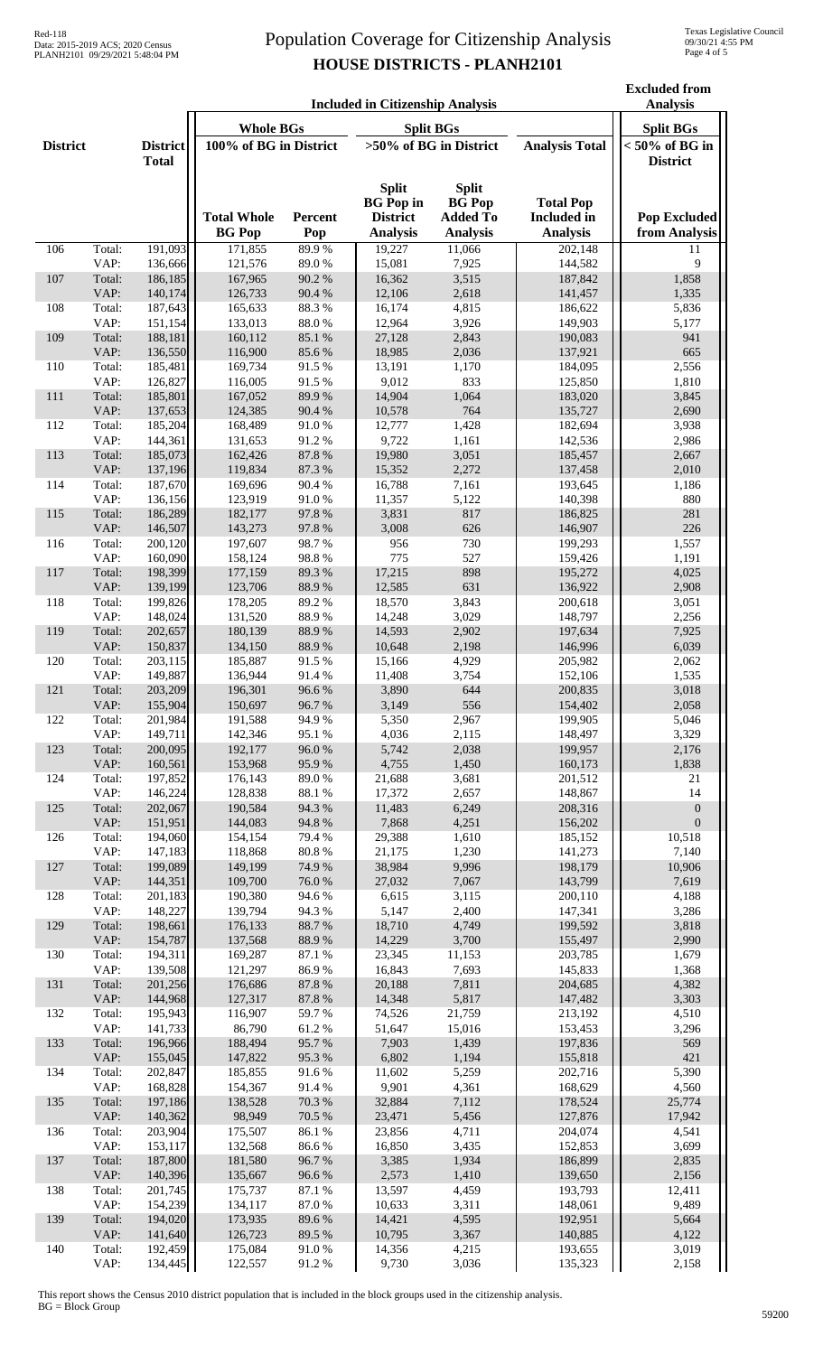# Population Coverage for Citizenship Analysis

## HOUSE DISTRICTS - PLANH2101

| District | | District Total | Included in Citizenship Analysis: Whole BGs 100% of BG in District: Total Whole BG Pop | Percent Pop | Split BGs >50% of BG in District: Split BG Pop in District Analysis | Split BG Pop Added To Analysis | Analysis Total: Total Pop Included in Analysis | Excluded from Analysis: Split BGs <50% of BG in District: Pop Excluded from Analysis |
|---|---|---|---|---|---|---|---|---|
| 106 | Total: | 191,093 | 171,855 | 89.9 % | 19,227 | 11,066 | 202,148 | 11 |
| | VAP: | 136,666 | 121,576 | 89.0 % | 15,081 | 7,925 | 144,582 | 9 |
| 107 | Total: | 186,185 | 167,965 | 90.2 % | 16,362 | 3,515 | 187,842 | 1,858 |
| | VAP: | 140,174 | 126,733 | 90.4 % | 12,106 | 2,618 | 141,457 | 1,335 |
| 108 | Total: | 187,643 | 165,633 | 88.3 % | 16,174 | 4,815 | 186,622 | 5,836 |
| | VAP: | 151,154 | 133,013 | 88.0 % | 12,964 | 3,926 | 149,903 | 5,177 |
| 109 | Total: | 188,181 | 160,112 | 85.1 % | 27,128 | 2,843 | 190,083 | 941 |
| | VAP: | 136,550 | 116,900 | 85.6 % | 18,985 | 2,036 | 137,921 | 665 |
| 110 | Total: | 185,481 | 169,734 | 91.5 % | 13,191 | 1,170 | 184,095 | 2,556 |
| | VAP: | 126,827 | 116,005 | 91.5 % | 9,012 | 833 | 125,850 | 1,810 |
| 111 | Total: | 185,801 | 167,052 | 89.9 % | 14,904 | 1,064 | 183,020 | 3,845 |
| | VAP: | 137,653 | 124,385 | 90.4 % | 10,578 | 764 | 135,727 | 2,690 |
| 112 | Total: | 185,204 | 168,489 | 91.0 % | 12,777 | 1,428 | 182,694 | 3,938 |
| | VAP: | 144,361 | 131,653 | 91.2 % | 9,722 | 1,161 | 142,536 | 2,986 |
| 113 | Total: | 185,073 | 162,426 | 87.8 % | 19,980 | 3,051 | 185,457 | 2,667 |
| | VAP: | 137,196 | 119,834 | 87.3 % | 15,352 | 2,272 | 137,458 | 2,010 |
| 114 | Total: | 187,670 | 169,696 | 90.4 % | 16,788 | 7,161 | 193,645 | 1,186 |
| | VAP: | 136,156 | 123,919 | 91.0 % | 11,357 | 5,122 | 140,398 | 880 |
| 115 | Total: | 186,289 | 182,177 | 97.8 % | 3,831 | 817 | 186,825 | 281 |
| | VAP: | 146,507 | 143,273 | 97.8 % | 3,008 | 626 | 146,907 | 226 |
| 116 | Total: | 200,120 | 197,607 | 98.7 % | 956 | 730 | 199,293 | 1,557 |
| | VAP: | 160,090 | 158,124 | 98.8 % | 775 | 527 | 159,426 | 1,191 |
| 117 | Total: | 198,399 | 177,159 | 89.3 % | 17,215 | 898 | 195,272 | 4,025 |
| | VAP: | 139,199 | 123,706 | 88.9 % | 12,585 | 631 | 136,922 | 2,908 |
| 118 | Total: | 199,826 | 178,205 | 89.2 % | 18,570 | 3,843 | 200,618 | 3,051 |
| | VAP: | 148,024 | 131,520 | 88.9 % | 14,248 | 3,029 | 148,797 | 2,256 |
| 119 | Total: | 202,657 | 180,139 | 88.9 % | 14,593 | 2,902 | 197,634 | 7,925 |
| | VAP: | 150,837 | 134,150 | 88.9 % | 10,648 | 2,198 | 146,996 | 6,039 |
| 120 | Total: | 203,115 | 185,887 | 91.5 % | 15,166 | 4,929 | 205,982 | 2,062 |
| | VAP: | 149,887 | 136,944 | 91.4 % | 11,408 | 3,754 | 152,106 | 1,535 |
| 121 | Total: | 203,209 | 196,301 | 96.6 % | 3,890 | 644 | 200,835 | 3,018 |
| | VAP: | 155,904 | 150,697 | 96.7 % | 3,149 | 556 | 154,402 | 2,058 |
| 122 | Total: | 201,984 | 191,588 | 94.9 % | 5,350 | 2,967 | 199,905 | 5,046 |
| | VAP: | 149,711 | 142,346 | 95.1 % | 4,036 | 2,115 | 148,497 | 3,329 |
| 123 | Total: | 200,095 | 192,177 | 96.0 % | 5,742 | 2,038 | 199,957 | 2,176 |
| | VAP: | 160,561 | 153,968 | 95.9 % | 4,755 | 1,450 | 160,173 | 1,838 |
| 124 | Total: | 197,852 | 176,143 | 89.0 % | 21,688 | 3,681 | 201,512 | 21 |
| | VAP: | 146,224 | 128,838 | 88.1 % | 17,372 | 2,657 | 148,867 | 14 |
| 125 | Total: | 202,067 | 190,584 | 94.3 % | 11,483 | 6,249 | 208,316 | 0 |
| | VAP: | 151,951 | 144,083 | 94.8 % | 7,868 | 4,251 | 156,202 | 0 |
| 126 | Total: | 194,060 | 154,154 | 79.4 % | 29,388 | 1,610 | 185,152 | 10,518 |
| | VAP: | 147,183 | 118,868 | 80.8 % | 21,175 | 1,230 | 141,273 | 7,140 |
| 127 | Total: | 199,089 | 149,199 | 74.9 % | 38,984 | 9,996 | 198,179 | 10,906 |
| | VAP: | 144,351 | 109,700 | 76.0 % | 27,032 | 7,067 | 143,799 | 7,619 |
| 128 | Total: | 201,183 | 190,380 | 94.6 % | 6,615 | 3,115 | 200,110 | 4,188 |
| | VAP: | 148,227 | 139,794 | 94.3 % | 5,147 | 2,400 | 147,341 | 3,286 |
| 129 | Total: | 198,661 | 176,133 | 88.7 % | 18,710 | 4,749 | 199,592 | 3,818 |
| | VAP: | 154,787 | 137,568 | 88.9 % | 14,229 | 3,700 | 155,497 | 2,990 |
| 130 | Total: | 194,311 | 169,287 | 87.1 % | 23,345 | 11,153 | 203,785 | 1,679 |
| | VAP: | 139,508 | 121,297 | 86.9 % | 16,843 | 7,693 | 145,833 | 1,368 |
| 131 | Total: | 201,256 | 176,686 | 87.8 % | 20,188 | 7,811 | 204,685 | 4,382 |
| | VAP: | 144,968 | 127,317 | 87.8 % | 14,348 | 5,817 | 147,482 | 3,303 |
| 132 | Total: | 195,943 | 116,907 | 59.7 % | 74,526 | 21,759 | 213,192 | 4,510 |
| | VAP: | 141,733 | 86,790 | 61.2 % | 51,647 | 15,016 | 153,453 | 3,296 |
| 133 | Total: | 196,966 | 188,494 | 95.7 % | 7,903 | 1,439 | 197,836 | 569 |
| | VAP: | 155,045 | 147,822 | 95.3 % | 6,802 | 1,194 | 155,818 | 421 |
| 134 | Total: | 202,847 | 185,855 | 91.6 % | 11,602 | 5,259 | 202,716 | 5,390 |
| | VAP: | 168,828 | 154,367 | 91.4 % | 9,901 | 4,361 | 168,629 | 4,560 |
| 135 | Total: | 197,186 | 138,528 | 70.3 % | 32,884 | 7,112 | 178,524 | 25,774 |
| | VAP: | 140,362 | 98,949 | 70.5 % | 23,471 | 5,456 | 127,876 | 17,942 |
| 136 | Total: | 203,904 | 175,507 | 86.1 % | 23,856 | 4,711 | 204,074 | 4,541 |
| | VAP: | 153,117 | 132,568 | 86.6 % | 16,850 | 3,435 | 152,853 | 3,699 |
| 137 | Total: | 187,800 | 181,580 | 96.7 % | 3,385 | 1,934 | 186,899 | 2,835 |
| | VAP: | 140,396 | 135,667 | 96.6 % | 2,573 | 1,410 | 139,650 | 2,156 |
| 138 | Total: | 201,745 | 175,737 | 87.1 % | 13,597 | 4,459 | 193,793 | 12,411 |
| | VAP: | 154,239 | 134,117 | 87.0 % | 10,633 | 3,311 | 148,061 | 9,489 |
| 139 | Total: | 194,020 | 173,935 | 89.6 % | 14,421 | 4,595 | 192,951 | 5,664 |
| | VAP: | 141,640 | 126,723 | 89.5 % | 10,795 | 3,367 | 140,885 | 4,122 |
| 140 | Total: | 192,459 | 175,084 | 91.0 % | 14,356 | 4,215 | 193,655 | 3,019 |
| | VAP: | 134,445 | 122,557 | 91.2 % | 9,730 | 3,036 | 135,323 | 2,158 |

This report shows the Census 2010 district population that is included in the block groups used in the citizenship analysis.
BG = Block Group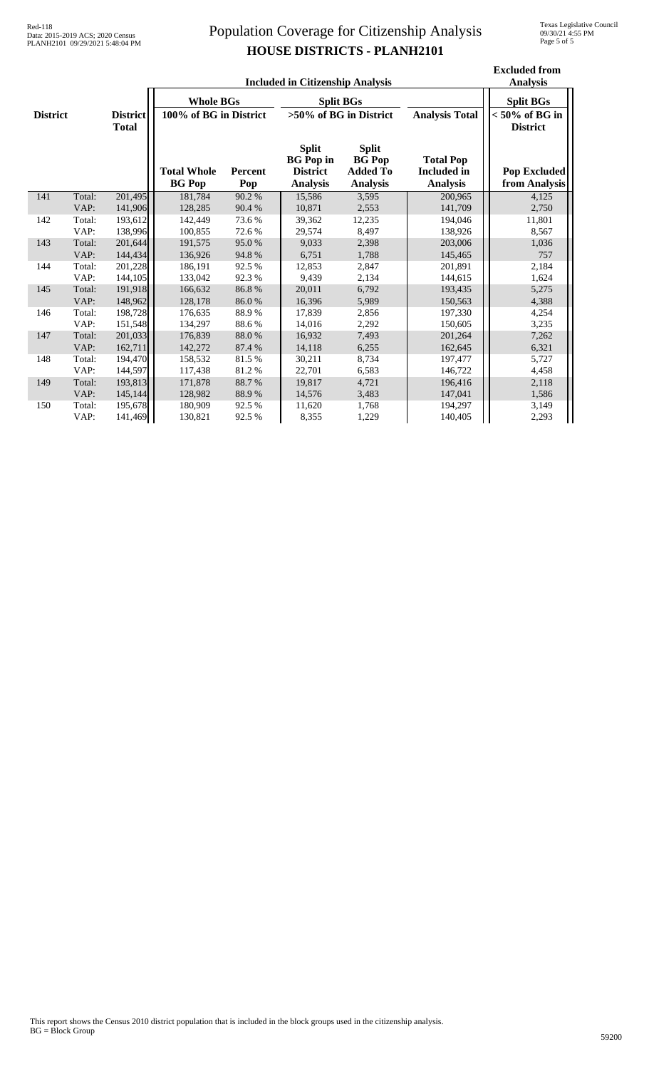Red-118
Data: 2015-2019 ACS; 2020 Census
PLANH2101 09/29/2021 5:48:04 PM

# Population Coverage for Citizenship Analysis

## HOUSE DISTRICTS - PLANH2101

Texas Legislative Council
09/30/21 4:55 PM

| | | | Included in Citizenship Analysis | | | | | Excluded from Analysis |
|---|---|---|---|---|---|---|---|---|
| | | | Whole BGs | | Split BGs | | | Split BGs |
| District | | District Total | 100% of BG in District | | >50% of BG in District | | Analysis Total | < 50% of BG in District |
| | | | Total Whole BG Pop | Percent Pop | Split BG Pop in District Analysis | Split BG Pop Added To Analysis | Total Pop Included in Analysis | Pop Excluded from Analysis |
| 141 | Total: | 201,495 | 181,784 | 90.2 % | 15,586 | 3,595 | 200,965 | 4,125 |
| | VAP: | 141,906 | 128,285 | 90.4 % | 10,871 | 2,553 | 141,709 | 2,750 |
| 142 | Total: | 193,612 | 142,449 | 73.6 % | 39,362 | 12,235 | 194,046 | 11,801 |
| | VAP: | 138,996 | 100,855 | 72.6 % | 29,574 | 8,497 | 138,926 | 8,567 |
| 143 | Total: | 201,644 | 191,575 | 95.0 % | 9,033 | 2,398 | 203,006 | 1,036 |
| | VAP: | 144,434 | 136,926 | 94.8 % | 6,751 | 1,788 | 145,465 | 757 |
| 144 | Total: | 201,228 | 186,191 | 92.5 % | 12,853 | 2,847 | 201,891 | 2,184 |
| | VAP: | 144,105 | 133,042 | 92.3 % | 9,439 | 2,134 | 144,615 | 1,624 |
| 145 | Total: | 191,918 | 166,632 | 86.8 % | 20,011 | 6,792 | 193,435 | 5,275 |
| | VAP: | 148,962 | 128,178 | 86.0 % | 16,396 | 5,989 | 150,563 | 4,388 |
| 146 | Total: | 198,728 | 176,635 | 88.9 % | 17,839 | 2,856 | 197,330 | 4,254 |
| | VAP: | 151,548 | 134,297 | 88.6 % | 14,016 | 2,292 | 150,605 | 3,235 |
| 147 | Total: | 201,033 | 176,839 | 88.0 % | 16,932 | 7,493 | 201,264 | 7,262 |
| | VAP: | 162,711 | 142,272 | 87.4 % | 14,118 | 6,255 | 162,645 | 6,321 |
| 148 | Total: | 194,470 | 158,532 | 81.5 % | 30,211 | 8,734 | 197,477 | 5,727 |
| | VAP: | 144,597 | 117,438 | 81.2 % | 22,701 | 6,583 | 146,722 | 4,458 |
| 149 | Total: | 193,813 | 171,878 | 88.7 % | 19,817 | 4,721 | 196,416 | 2,118 |
| | VAP: | 145,144 | 128,982 | 88.9 % | 14,576 | 3,483 | 147,041 | 1,586 |
| 150 | Total: | 195,678 | 180,909 | 92.5 % | 11,620 | 1,768 | 194,297 | 3,149 |
| | VAP: | 141,469 | 130,821 | 92.5 % | 8,355 | 1,229 | 140,405 | 2,293 |

This report shows the Census 2010 district population that is included in the block groups used in the citizenship analysis.
BG = Block Group

59200